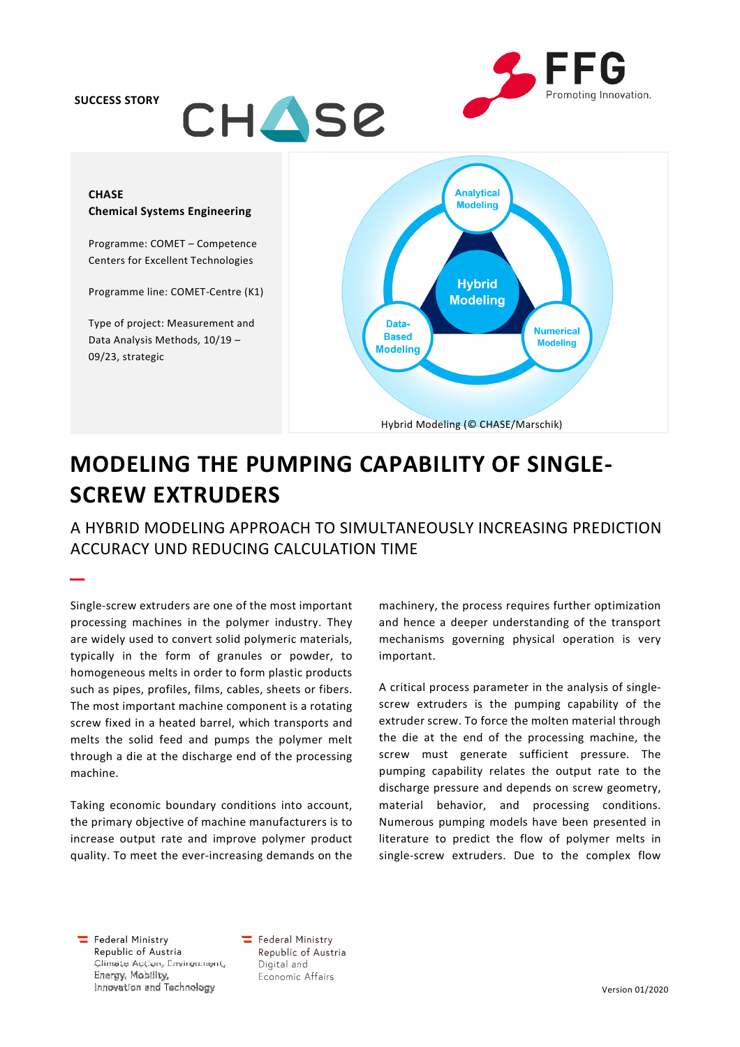SUCCESS STORY

CHASE

**CHASE**
**Chemical Systems Engineering**

Programme: COMET – Competence Centers for Excellent Technologies

Programme line: COMET-Centre (K1)

Type of project: Measurement and Data Analysis Methods, 10/19 – 09/23, strategic

Hybrid Modeling (© CHASE/Marschik)

# MODELING THE PUMPING CAPABILITY OF SINGLE-SCREW EXTRUDERS

## A HYBRID MODELING APPROACH TO SIMULTANEOUSLY INCREASING PREDICTION ACCURACY UND REDUCING CALCULATION TIME

Single-screw extruders are one of the most important processing machines in the polymer industry. They are widely used to convert solid polymeric materials, typically in the form of granules or powder, to homogeneous melts in order to form plastic products such as pipes, profiles, films, cables, sheets or fibers. The most important machine component is a rotating screw fixed in a heated barrel, which transports and melts the solid feed and pumps the polymer melt through a die at the discharge end of the processing machine.

Taking economic boundary conditions into account, the primary objective of machine manufacturers is to increase output rate and improve polymer product quality. To meet the ever-increasing demands on the machinery, the process requires further optimization and hence a deeper understanding of the transport mechanisms governing physical operation is very important.

A critical process parameter in the analysis of single-screw extruders is the pumping capability of the extruder screw. To force the molten material through the die at the end of the processing machine, the screw must generate sufficient pressure. The pumping capability relates the output rate to the discharge pressure and depends on screw geometry, material behavior, and processing conditions. Numerous pumping models have been presented in literature to predict the flow of polymer melts in single-screw extruders. Due to the complex flow

Federal Ministry Republic of Austria Climate Action, Environment, Energy, Mobility, Innovation and Technology

Federal Ministry Republic of Austria Digital and Economic Affairs

Version 01/2020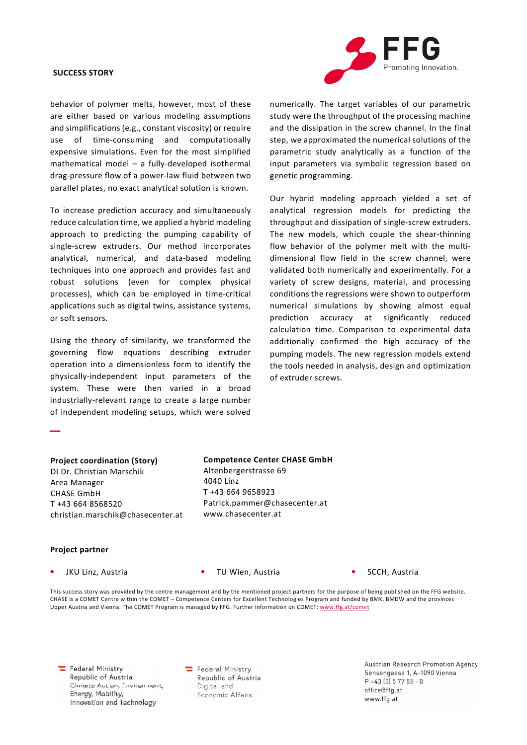behavior of polymer melts, however, most of these are either based on various modeling assumptions and simplifications (e.g., constant viscosity) or require use of time-consuming and computationally expensive simulations. Even for the most simplified mathematical model – a fully-developed isothermal drag-pressure flow of a power-law fluid between two parallel plates, no exact analytical solution is known.

To increase prediction accuracy and simultaneously reduce calculation time, we applied a hybrid modeling approach to predicting the pumping capability of single-screw extruders. Our method incorporates analytical, numerical, and data-based modeling techniques into one approach and provides fast and robust solutions (even for complex physical processes), which can be employed in time-critical applications such as digital twins, assistance systems, or soft sensors.

Using the theory of similarity, we transformed the governing flow equations describing extruder operation into a dimensionless form to identify the physically-independent input parameters of the system. These were then varied in a broad industrially-relevant range to create a large number of independent modeling setups, which were solved numerically. The target variables of our parametric study were the throughput of the processing machine and the dissipation in the screw channel. In the final step, we approximated the numerical solutions of the parametric study analytically as a function of the input parameters via symbolic regression based on genetic programming.

Our hybrid modeling approach yielded a set of analytical regression models for predicting the throughput and dissipation of single-screw extruders. The new models, which couple the shear-thinning flow behavior of the polymer melt with the multi-dimensional flow field in the screw channel, were validated both numerically and experimentally. For a variety of screw designs, material, and processing conditions the regressions were shown to outperform numerical simulations by showing almost equal prediction accuracy at significantly reduced calculation time. Comparison to experimental data additionally confirmed the high accuracy of the pumping models. The new regression models extend the tools needed in analysis, design and optimization of extruder screws.

**Project coordination (Story)**
DI Dr. Christian Marschik
Area Manager
CHASE GmbH
T +43 664 8568520
christian.marschik@chasecenter.at

**Competence Center CHASE GmbH**
Altenbergerstrasse 69
4040 Linz
T +43 664 9658923
Patrick.pammer@chasecenter.at
www.chasecenter.at

**Project partner**

- JKU Linz, Austria
- TU Wien, Austria
- SCCH, Austria

This success story was provided by the centre management and by the mentioned project partners for the purpose of being published on the FFG website. CHASE is a COMET Centre within the COMET – Competence Centers for Excellent Technologies Program and funded by BMK, BMDW and the provinces Upper Austria and Vienna. The COMET Program is managed by FFG. Further information on COMET: www.ffg.at/comet

Federal Ministry
Republic of Austria
Climate Action, Environment, Energy, Mobility, Innovation and Technology

Federal Ministry
Republic of Austria
Digital and Economic Affairs

Austrian Research Promotion Agency
Sensengasse 1, A-1090 Vienna
P +43 (0) 5 77 55 - 0
office@ffg.at
www.ffg.at